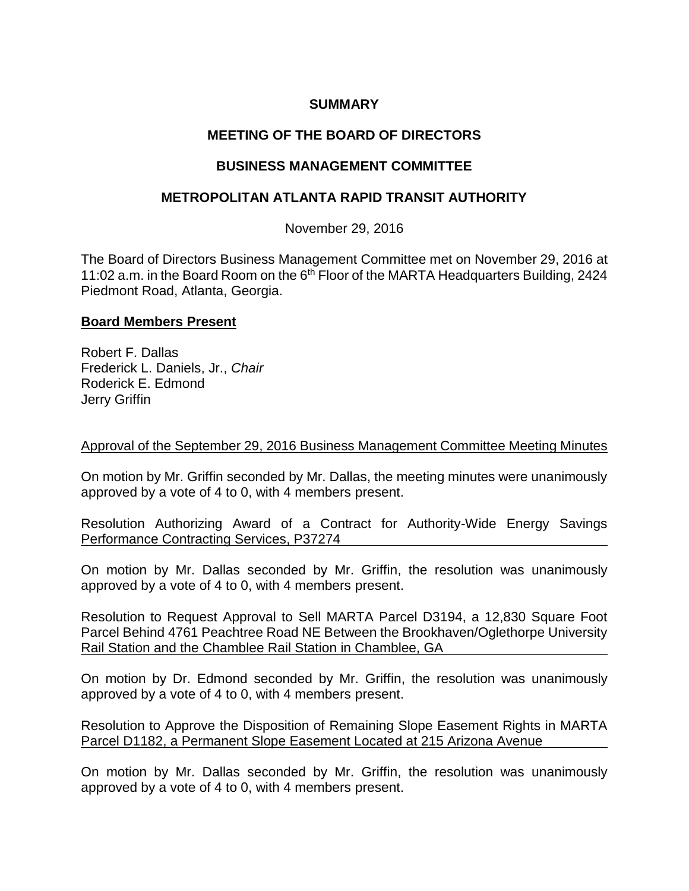**SUMMARY**

**MEETING OF THE BOARD OF DIRECTORS**

**BUSINESS MANAGEMENT COMMITTEE**

**METROPOLITAN ATLANTA RAPID TRANSIT AUTHORITY**

November 29, 2016

The Board of Directors Business Management Committee met on November 29, 2016 at 11:02 a.m. in the Board Room on the 6th Floor of the MARTA Headquarters Building, 2424 Piedmont Road, Atlanta, Georgia.

**Board Members Present**

Robert F. Dallas
Frederick L. Daniels, Jr., *Chair*
Roderick E. Edmond
Jerry Griffin

Approval of the September 29, 2016 Business Management Committee Meeting Minutes

On motion by Mr. Griffin seconded by Mr. Dallas, the meeting minutes were unanimously approved by a vote of 4 to 0, with 4 members present.

Resolution Authorizing Award of a Contract for Authority-Wide Energy Savings Performance Contracting Services, P37274

On motion by Mr. Dallas seconded by Mr. Griffin, the resolution was unanimously approved by a vote of 4 to 0, with 4 members present.

Resolution to Request Approval to Sell MARTA Parcel D3194, a 12,830 Square Foot Parcel Behind 4761 Peachtree Road NE Between the Brookhaven/Oglethorpe University Rail Station and the Chamblee Rail Station in Chamblee, GA

On motion by Dr. Edmond seconded by Mr. Griffin, the resolution was unanimously approved by a vote of 4 to 0, with 4 members present.

Resolution to Approve the Disposition of Remaining Slope Easement Rights in MARTA Parcel D1182, a Permanent Slope Easement Located at 215 Arizona Avenue

On motion by Mr. Dallas seconded by Mr. Griffin, the resolution was unanimously approved by a vote of 4 to 0, with 4 members present.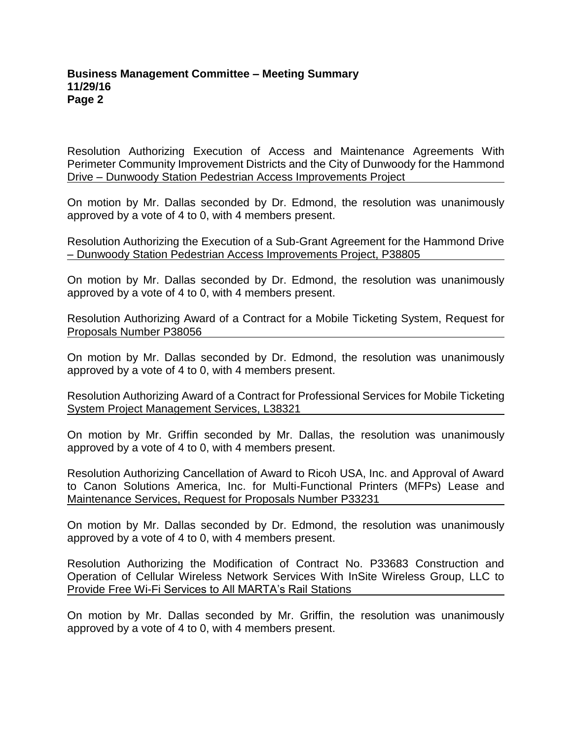Resolution Authorizing Execution of Access and Maintenance Agreements With Perimeter Community Improvement Districts and the City of Dunwoody for the Hammond Drive – Dunwoody Station Pedestrian Access Improvements Project

On motion by Mr. Dallas seconded by Dr. Edmond, the resolution was unanimously approved by a vote of 4 to 0, with 4 members present.

Resolution Authorizing the Execution of a Sub-Grant Agreement for the Hammond Drive – Dunwoody Station Pedestrian Access Improvements Project, P38805

On motion by Mr. Dallas seconded by Dr. Edmond, the resolution was unanimously approved by a vote of 4 to 0, with 4 members present.

Resolution Authorizing Award of a Contract for a Mobile Ticketing System, Request for Proposals Number P38056

On motion by Mr. Dallas seconded by Dr. Edmond, the resolution was unanimously approved by a vote of 4 to 0, with 4 members present.

Resolution Authorizing Award of a Contract for Professional Services for Mobile Ticketing System Project Management Services, L38321

On motion by Mr. Griffin seconded by Mr. Dallas, the resolution was unanimously approved by a vote of 4 to 0, with 4 members present.

Resolution Authorizing Cancellation of Award to Ricoh USA, Inc. and Approval of Award to Canon Solutions America, Inc. for Multi-Functional Printers (MFPs) Lease and Maintenance Services, Request for Proposals Number P33231

On motion by Mr. Dallas seconded by Dr. Edmond, the resolution was unanimously approved by a vote of 4 to 0, with 4 members present.

Resolution Authorizing the Modification of Contract No. P33683 Construction and Operation of Cellular Wireless Network Services With InSite Wireless Group, LLC to Provide Free Wi-Fi Services to All MARTA's Rail Stations

On motion by Mr. Dallas seconded by Mr. Griffin, the resolution was unanimously approved by a vote of 4 to 0, with 4 members present.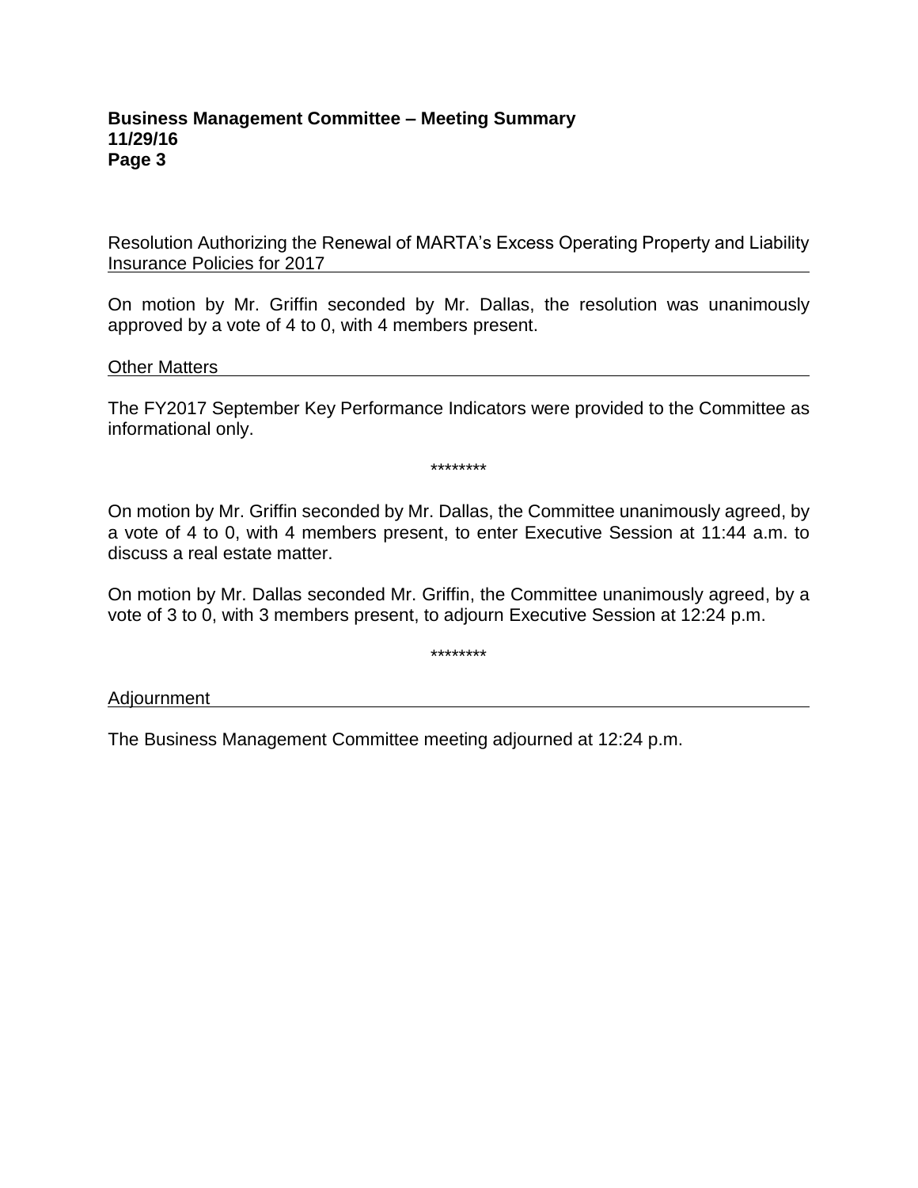Resolution Authorizing the Renewal of MARTA's Excess Operating Property and Liability Insurance Policies for 2017

On motion by Mr. Griffin seconded by Mr. Dallas, the resolution was unanimously approved by a vote of 4 to 0, with 4 members present.

Other Matters

The FY2017 September Key Performance Indicators were provided to the Committee as informational only.

********

On motion by Mr. Griffin seconded by Mr. Dallas, the Committee unanimously agreed, by a vote of 4 to 0, with 4 members present, to enter Executive Session at 11:44 a.m. to discuss a real estate matter.

On motion by Mr. Dallas seconded Mr. Griffin, the Committee unanimously agreed, by a vote of 3 to 0, with 3 members present, to adjourn Executive Session at 12:24 p.m.

********

Adjournment

The Business Management Committee meeting adjourned at 12:24 p.m.